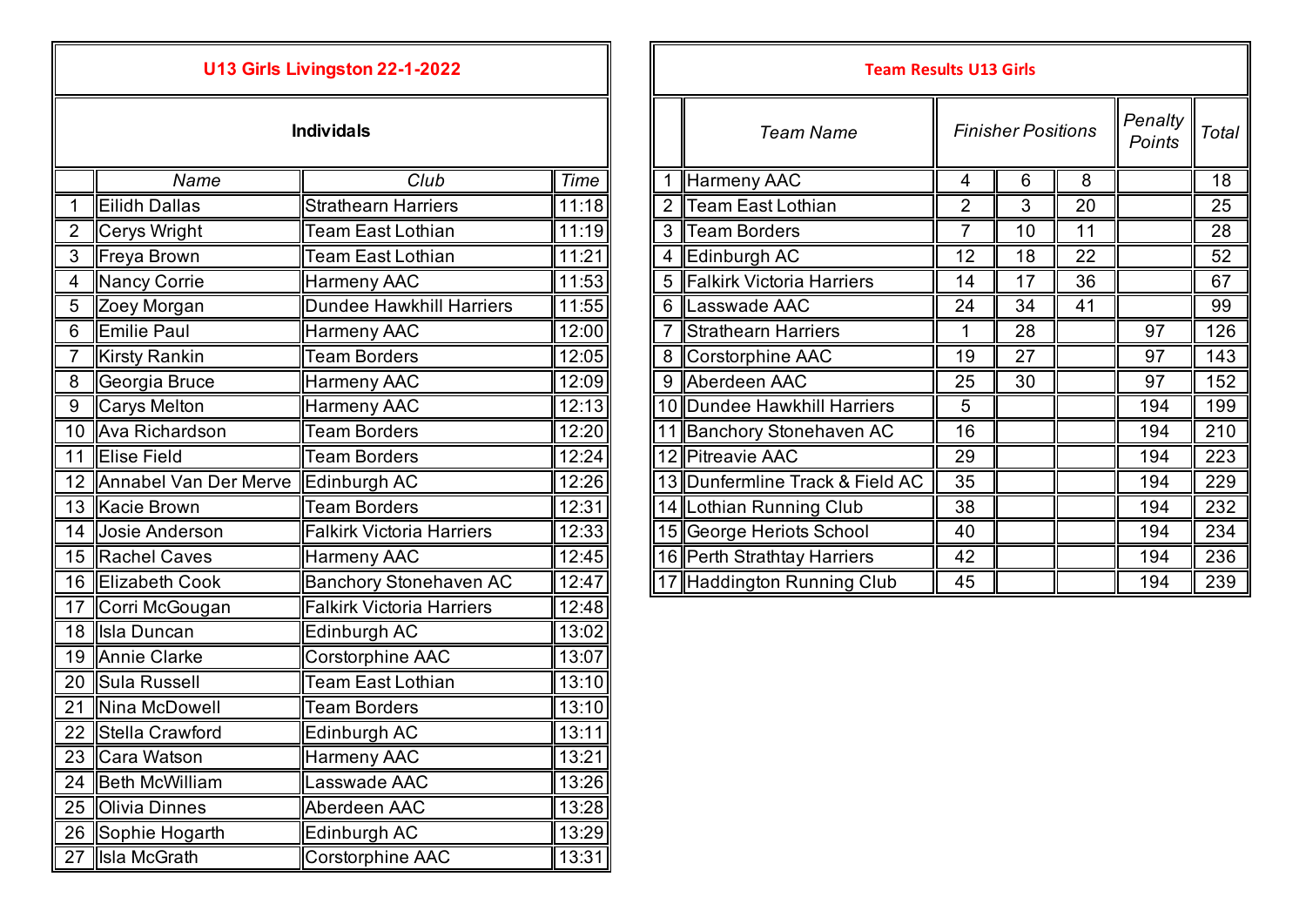## U13 Girls Livingston 22-1-2022

### Individuals

| | Name | Club | Time |
|---|---|---|---|
| 1 | Eilidh Dallas | Strathearn Harriers | 11:18 |
| 2 | Cerys Wright | Team East Lothian | 11:19 |
| 3 | Freya Brown | Team East Lothian | 11:21 |
| 4 | Nancy Corrie | Harmeny AAC | 11:53 |
| 5 | Zoey Morgan | Dundee Hawkhill Harriers | 11:55 |
| 6 | Emilie Paul | Harmeny AAC | 12:00 |
| 7 | Kirsty Rankin | Team Borders | 12:05 |
| 8 | Georgia Bruce | Harmeny AAC | 12:09 |
| 9 | Carys Melton | Harmeny AAC | 12:13 |
| 10 | Ava Richardson | Team Borders | 12:20 |
| 11 | Elise Field | Team Borders | 12:24 |
| 12 | Annabel Van Der Merve | Edinburgh AC | 12:26 |
| 13 | Kacie Brown | Team Borders | 12:31 |
| 14 | Josie Anderson | Falkirk Victoria Harriers | 12:33 |
| 15 | Rachel Caves | Harmeny AAC | 12:45 |
| 16 | Elizabeth Cook | Banchory Stonehaven AC | 12:47 |
| 17 | Corri McGougan | Falkirk Victoria Harriers | 12:48 |
| 18 | Isla Duncan | Edinburgh AC | 13:02 |
| 19 | Annie Clarke | Corstorphine AAC | 13:07 |
| 20 | Sula Russell | Team East Lothian | 13:10 |
| 21 | Nina McDowell | Team Borders | 13:10 |
| 22 | Stella Crawford | Edinburgh AC | 13:11 |
| 23 | Cara Watson | Harmeny AAC | 13:21 |
| 24 | Beth McWilliam | Lasswade AAC | 13:26 |
| 25 | Olivia Dinnes | Aberdeen AAC | 13:28 |
| 26 | Sophie Hogarth | Edinburgh AC | 13:29 |
| 27 | Isla McGrath | Corstorphine AAC | 13:31 |

## Team Results U13 Girls

| | *Team Name* | *Finisher Positions* | | | *Penalty Points* | *Total* |
|---|---|---|---|---|---|---|
| 1 | Harmeny AAC | 4 | 6 | 8 | | 18 |
| 2 | Team East Lothian | 2 | 3 | 20 | | 25 |
| 3 | Team Borders | 7 | 10 | 11 | | 28 |
| 4 | Edinburgh AC | 12 | 18 | 22 | | 52 |
| 5 | Falkirk Victoria Harriers | 14 | 17 | 36 | | 67 |
| 6 | Lasswade AAC | 24 | 34 | 41 | | 99 |
| 7 | Strathearn Harriers | 1 | 28 | | 97 | 126 |
| 8 | Corstorphine AAC | 19 | 27 | | 97 | 143 |
| 9 | Aberdeen AAC | 25 | 30 | | 97 | 152 |
| 10 | Dundee Hawkhill Harriers | 5 | | | 194 | 199 |
| 11 | Banchory Stonehaven AC | 16 | | | 194 | 210 |
| 12 | Pitreavie AAC | 29 | | | 194 | 223 |
| 13 | Dunfermline Track & Field AC | 35 | | | 194 | 229 |
| 14 | Lothian Running Club | 38 | | | 194 | 232 |
| 15 | George Heriots School | 40 | | | 194 | 234 |
| 16 | Perth Strathtay Harriers | 42 | | | 194 | 236 |
| 17 | Haddington Running Club | 45 | | | 194 | 239 |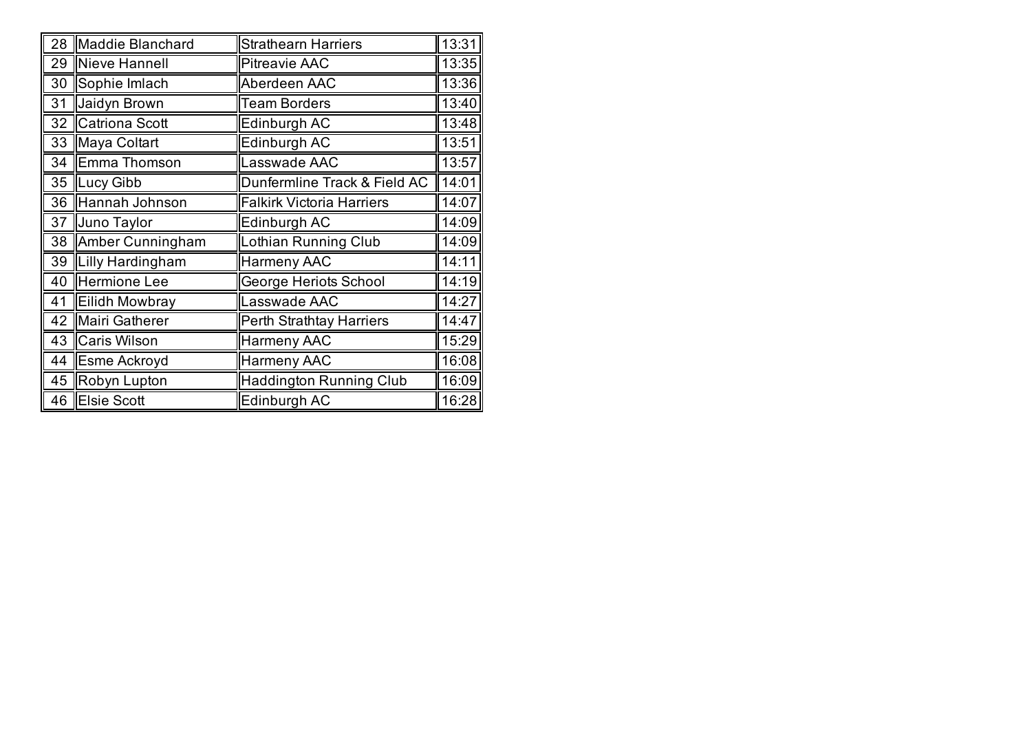| | | | |
|---|---|---|---|
| 28 | Maddie Blanchard | Strathearn Harriers | 13:31 |
| 29 | Nieve Hannell | Pitreavie AAC | 13:35 |
| 30 | Sophie Imlach | Aberdeen AAC | 13:36 |
| 31 | Jaidyn Brown | Team Borders | 13:40 |
| 32 | Catriona Scott | Edinburgh AC | 13:48 |
| 33 | Maya Coltart | Edinburgh AC | 13:51 |
| 34 | Emma Thomson | Lasswade AAC | 13:57 |
| 35 | Lucy Gibb | Dunfermline Track & Field AC | 14:01 |
| 36 | Hannah Johnson | Falkirk Victoria Harriers | 14:07 |
| 37 | Juno Taylor | Edinburgh AC | 14:09 |
| 38 | Amber Cunningham | Lothian Running Club | 14:09 |
| 39 | Lilly Hardingham | Harmeny AAC | 14:11 |
| 40 | Hermione Lee | George Heriots School | 14:19 |
| 41 | Eilidh Mowbray | Lasswade AAC | 14:27 |
| 42 | Mairi Gatherer | Perth Strathtay Harriers | 14:47 |
| 43 | Caris Wilson | Harmeny AAC | 15:29 |
| 44 | Esme Ackroyd | Harmeny AAC | 16:08 |
| 45 | Robyn Lupton | Haddington Running Club | 16:09 |
| 46 | Elsie Scott | Edinburgh AC | 16:28 |